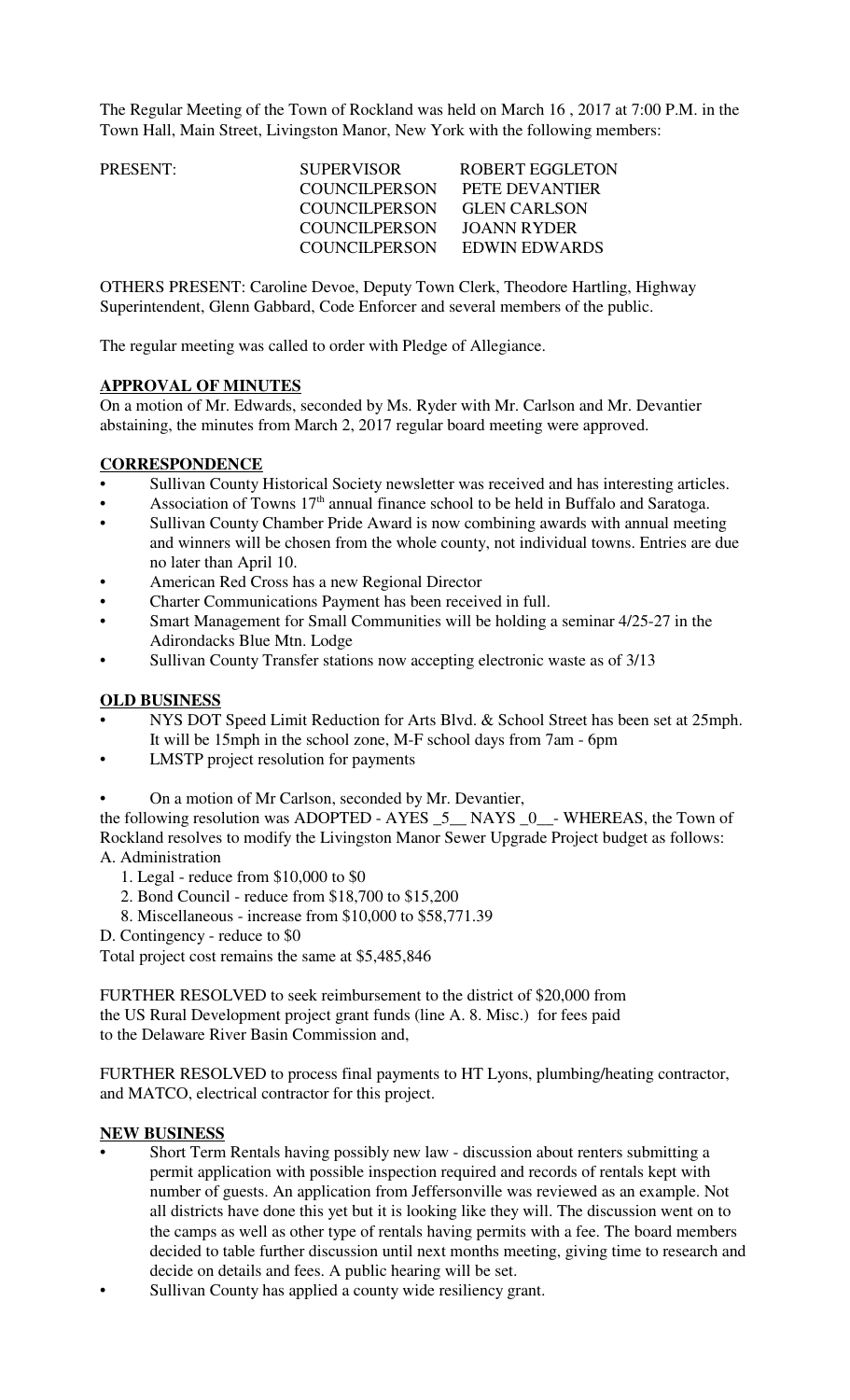The Regular Meeting of the Town of Rockland was held on March 16 , 2017 at 7:00 P.M. in the Town Hall, Main Street, Livingston Manor, New York with the following members:

| PRESENT: | SUPERVISOR | ROBERT EGGLETON |
|---|---|---|
| | COUNCILPERSON | PETE DEVANTIER |
| | COUNCILPERSON | GLEN CARLSON |
| | COUNCILPERSON | JOANN RYDER |
| | COUNCILPERSON | EDWIN EDWARDS |

OTHERS PRESENT: Caroline Devoe, Deputy Town Clerk, Theodore Hartling, Highway Superintendent, Glenn Gabbard, Code Enforcer and several members of the public.

The regular meeting was called to order with Pledge of Allegiance.

**APPROVAL OF MINUTES**

On a motion of Mr. Edwards, seconded by Ms. Ryder with Mr. Carlson and Mr. Devantier abstaining, the minutes from March 2, 2017 regular board meeting were approved.

**CORRESPONDENCE**

- Sullivan County Historical Society newsletter was received and has interesting articles.
- Association of Towns 17th annual finance school to be held in Buffalo and Saratoga.
- Sullivan County Chamber Pride Award is now combining awards with annual meeting and winners will be chosen from the whole county, not individual towns. Entries are due no later than April 10.
- American Red Cross has a new Regional Director
- Charter Communications Payment has been received in full.
- Smart Management for Small Communities will be holding a seminar 4/25-27 in the Adirondacks Blue Mtn. Lodge
- Sullivan County Transfer stations now accepting electronic waste as of 3/13

**OLD BUSINESS**

- NYS DOT Speed Limit Reduction for Arts Blvd. & School Street has been set at 25mph. It will be 15mph in the school zone, M-F school days from 7am - 6pm
- LMSTP project resolution for payments
- On a motion of Mr Carlson, seconded by Mr. Devantier,

the following resolution was ADOPTED - AYES _5__ NAYS _0__- WHEREAS, the Town of Rockland resolves to modify the Livingston Manor Sewer Upgrade Project budget as follows:

A. Administration

1. Legal - reduce from $10,000 to $0
2. Bond Council - reduce from $18,700 to $15,200
8. Miscellaneous - increase from $10,000 to $58,771.39

D. Contingency - reduce to $0

Total project cost remains the same at $5,485,846

FURTHER RESOLVED to seek reimbursement to the district of $20,000 from the US Rural Development project grant funds (line A. 8. Misc.) for fees paid to the Delaware River Basin Commission and,

FURTHER RESOLVED to process final payments to HT Lyons, plumbing/heating contractor, and MATCO, electrical contractor for this project.

**NEW BUSINESS**

- Short Term Rentals having possibly new law - discussion about renters submitting a permit application with possible inspection required and records of rentals kept with number of guests. An application from Jeffersonville was reviewed as an example. Not all districts have done this yet but it is looking like they will. The discussion went on to the camps as well as other type of rentals having permits with a fee. The board members decided to table further discussion until next months meeting, giving time to research and decide on details and fees. A public hearing will be set.
- Sullivan County has applied a county wide resiliency grant.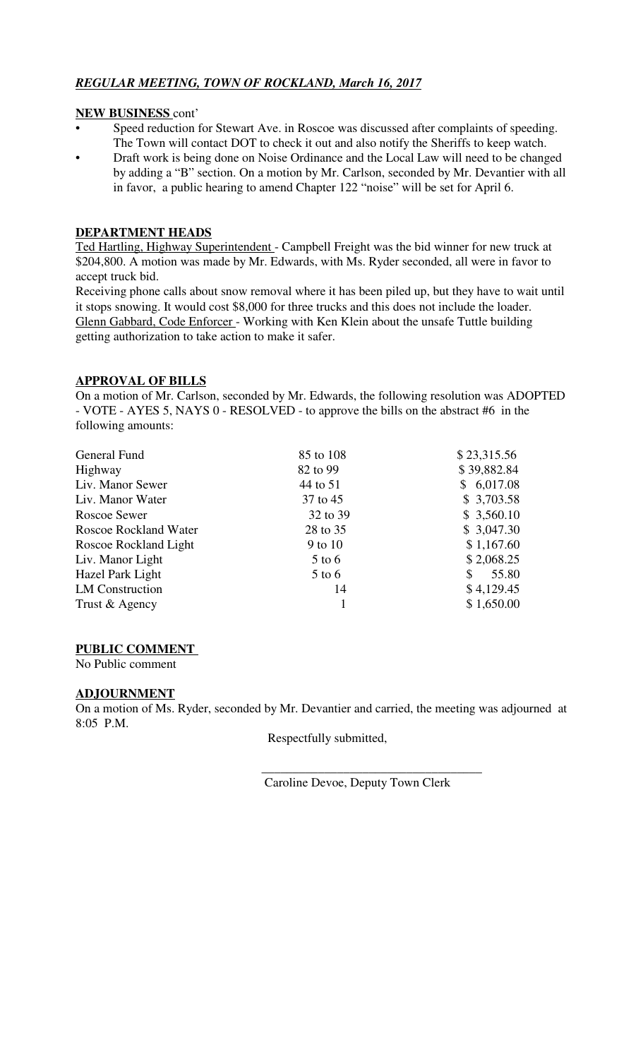## *REGULAR MEETING, TOWN OF ROCKLAND, March 16, 2017*

**NEW BUSINESS** cont'

- Speed reduction for Stewart Ave. in Roscoe was discussed after complaints of speeding. The Town will contact DOT to check it out and also notify the Sheriffs to keep watch.
- Draft work is being done on Noise Ordinance and the Local Law will need to be changed by adding a "B" section. On a motion by Mr. Carlson, seconded by Mr. Devantier with all in favor, a public hearing to amend Chapter 122 "noise" will be set for April 6.

**DEPARTMENT HEADS**

Ted Hartling, Highway Superintendent - Campbell Freight was the bid winner for new truck at $204,800. A motion was made by Mr. Edwards, with Ms. Ryder seconded, all were in favor to accept truck bid.

Receiving phone calls about snow removal where it has been piled up, but they have to wait until it stops snowing. It would cost $8,000 for three trucks and this does not include the loader.

Glenn Gabbard, Code Enforcer - Working with Ken Klein about the unsafe Tuttle building getting authorization to take action to make it safer.

**APPROVAL OF BILLS**

On a motion of Mr. Carlson, seconded by Mr. Edwards, the following resolution was ADOPTED - VOTE - AYES 5, NAYS 0 - RESOLVED - to approve the bills on the abstract #6 in the following amounts:

| | | |
|---|---|---|
| General Fund | 85 to 108 | $ 23,315.56 |
| Highway | 82 to 99 | $ 39,882.84 |
| Liv. Manor Sewer | 44 to 51 | $ 6,017.08 |
| Liv. Manor Water | 37 to 45 | $ 3,703.58 |
| Roscoe Sewer | 32 to 39 | $ 3,560.10 |
| Roscoe Rockland Water | 28 to 35 | $ 3,047.30 |
| Roscoe Rockland Light | 9 to 10 | $ 1,167.60 |
| Liv. Manor Light | 5 to 6 | $ 2,068.25 |
| Hazel Park Light | 5 to 6 | $ 55.80 |
| LM Construction | 14 | $ 4,129.45 |
| Trust & Agency | 1 | $ 1,650.00 |

**PUBLIC COMMENT**

No Public comment

**ADJOURNMENT**

On a motion of Ms. Ryder, seconded by Mr. Devantier and carried, the meeting was adjourned at 8:05 P.M.

Respectfully submitted,

\_\_\_\_\_\_\_\_\_\_\_\_\_\_\_\_\_\_\_\_\_\_\_\_\_\_\_\_\_\_\_\_\_\_\_\_

Caroline Devoe, Deputy Town Clerk